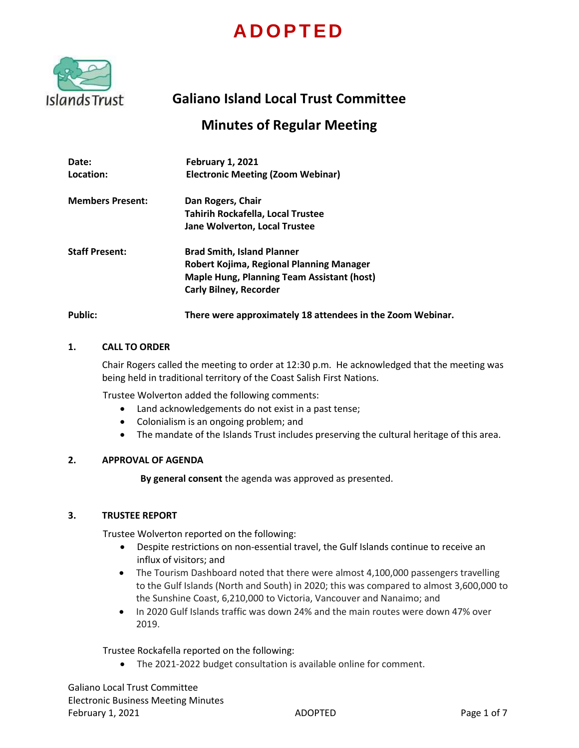**ADOPTED**

# Galiano Island Local Trust Committee

## Minutes of Regular Meeting

**Date:** February 1, 2021
**Location:** Electronic Meeting (Zoom Webinar)

**Members Present:**
Dan Rogers, Chair
Tahirih Rockafella, Local Trustee
Jane Wolverton, Local Trustee

**Staff Present:**
Brad Smith, Island Planner
Robert Kojima, Regional Planning Manager
Maple Hung, Planning Team Assistant (host)
Carly Bilney, Recorder

**Public:** There were approximately 18 attendees in the Zoom Webinar.

### 1. CALL TO ORDER

Chair Rogers called the meeting to order at 12:30 p.m. He acknowledged that the meeting was being held in traditional territory of the Coast Salish First Nations.

Trustee Wolverton added the following comments:

- Land acknowledgements do not exist in a past tense;
- Colonialism is an ongoing problem; and
- The mandate of the Islands Trust includes preserving the cultural heritage of this area.

### 2. APPROVAL OF AGENDA

**By general consent** the agenda was approved as presented.

### 3. TRUSTEE REPORT

Trustee Wolverton reported on the following:

- Despite restrictions on non-essential travel, the Gulf Islands continue to receive an influx of visitors; and
- The Tourism Dashboard noted that there were almost 4,100,000 passengers travelling to the Gulf Islands (North and South) in 2020; this was compared to almost 3,600,000 to the Sunshine Coast, 6,210,000 to Victoria, Vancouver and Nanaimo; and
- In 2020 Gulf Islands traffic was down 24% and the main routes were down 47% over 2019.

Trustee Rockafella reported on the following:

- The 2021-2022 budget consultation is available online for comment.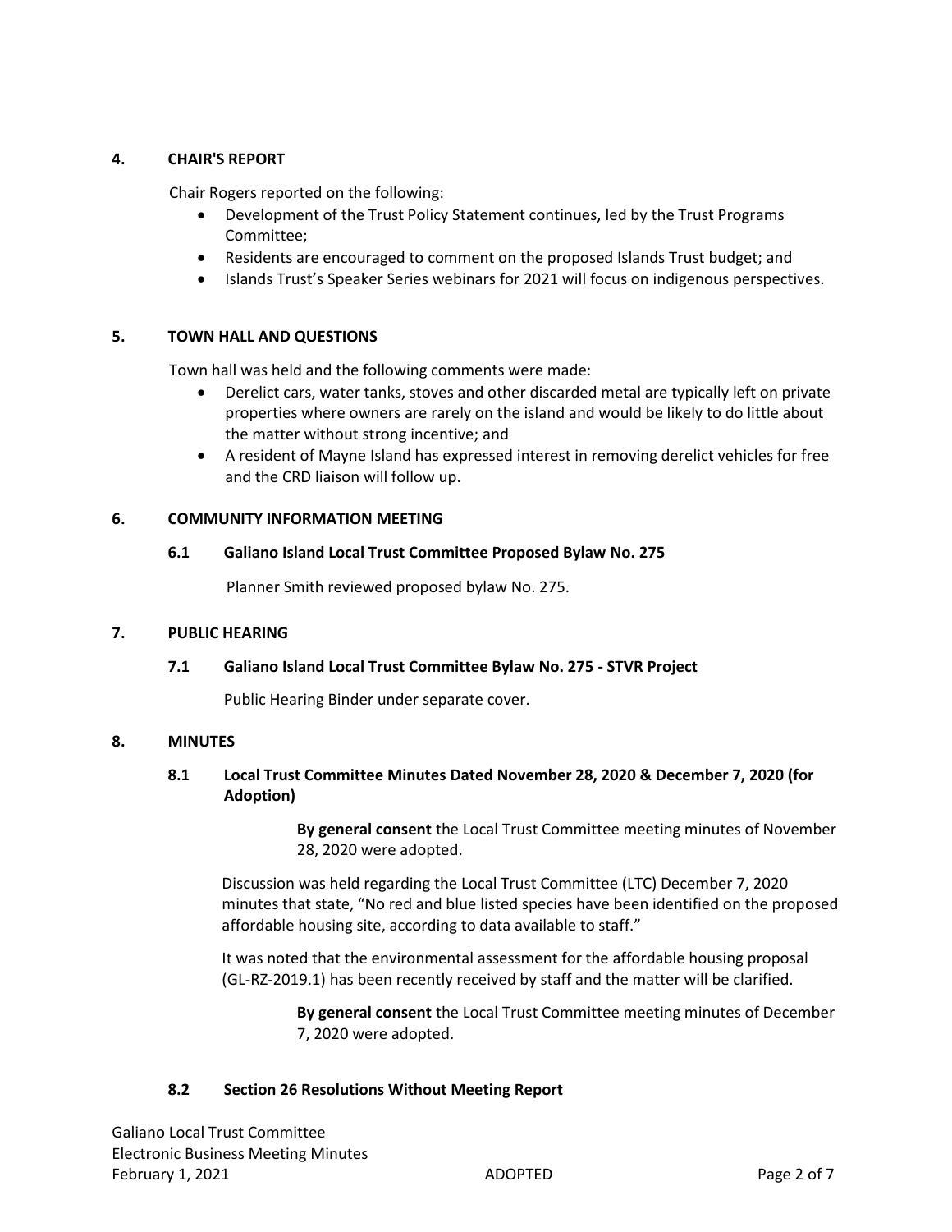## 4. CHAIR'S REPORT

Chair Rogers reported on the following:

- Development of the Trust Policy Statement continues, led by the Trust Programs Committee;
- Residents are encouraged to comment on the proposed Islands Trust budget; and
- Islands Trust's Speaker Series webinars for 2021 will focus on indigenous perspectives.

## 5. TOWN HALL AND QUESTIONS

Town hall was held and the following comments were made:

- Derelict cars, water tanks, stoves and other discarded metal are typically left on private properties where owners are rarely on the island and would be likely to do little about the matter without strong incentive; and
- A resident of Mayne Island has expressed interest in removing derelict vehicles for free and the CRD liaison will follow up.

## 6. COMMUNITY INFORMATION MEETING

### 6.1 Galiano Island Local Trust Committee Proposed Bylaw No. 275

Planner Smith reviewed proposed bylaw No. 275.

## 7. PUBLIC HEARING

### 7.1 Galiano Island Local Trust Committee Bylaw No. 275 - STVR Project

Public Hearing Binder under separate cover.

## 8. MINUTES

### 8.1 Local Trust Committee Minutes Dated November 28, 2020 & December 7, 2020 (for Adoption)

> **By general consent** the Local Trust Committee meeting minutes of November 28, 2020 were adopted.

Discussion was held regarding the Local Trust Committee (LTC) December 7, 2020 minutes that state, "No red and blue listed species have been identified on the proposed affordable housing site, according to data available to staff."

It was noted that the environmental assessment for the affordable housing proposal (GL-RZ-2019.1) has been recently received by staff and the matter will be clarified.

> **By general consent** the Local Trust Committee meeting minutes of December 7, 2020 were adopted.

### 8.2 Section 26 Resolutions Without Meeting Report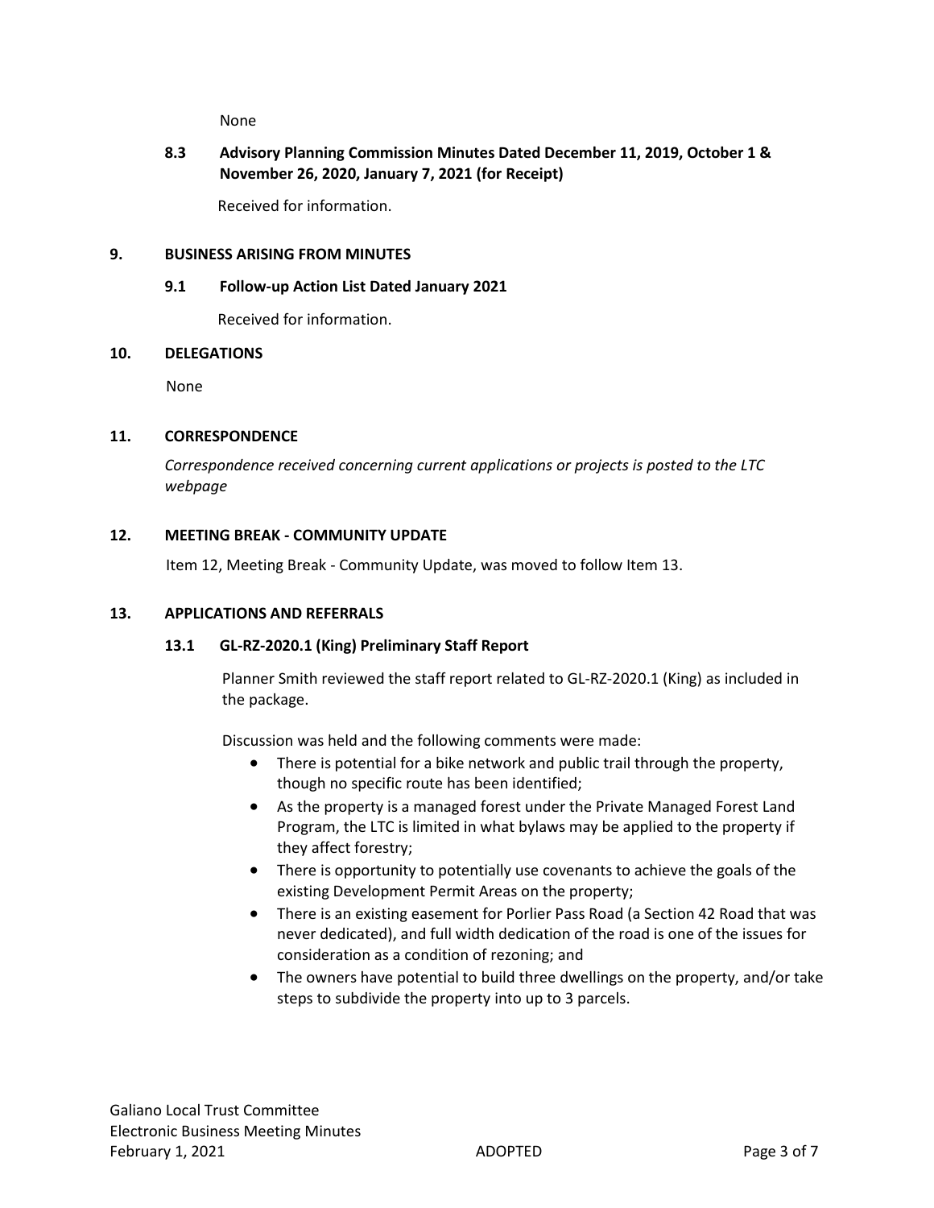None

### 8.3 Advisory Planning Commission Minutes Dated December 11, 2019, October 1 & November 26, 2020, January 7, 2021 (for Receipt)

Received for information.

## 9. BUSINESS ARISING FROM MINUTES

### 9.1 Follow-up Action List Dated January 2021

Received for information.

## 10. DELEGATIONS

None

## 11. CORRESPONDENCE

*Correspondence received concerning current applications or projects is posted to the LTC webpage*

## 12. MEETING BREAK - COMMUNITY UPDATE

Item 12, Meeting Break - Community Update, was moved to follow Item 13.

## 13. APPLICATIONS AND REFERRALS

### 13.1 GL-RZ-2020.1 (King) Preliminary Staff Report

Planner Smith reviewed the staff report related to GL-RZ-2020.1 (King) as included in the package.

Discussion was held and the following comments were made:

- There is potential for a bike network and public trail through the property, though no specific route has been identified;
- As the property is a managed forest under the Private Managed Forest Land Program, the LTC is limited in what bylaws may be applied to the property if they affect forestry;
- There is opportunity to potentially use covenants to achieve the goals of the existing Development Permit Areas on the property;
- There is an existing easement for Porlier Pass Road (a Section 42 Road that was never dedicated), and full width dedication of the road is one of the issues for consideration as a condition of rezoning; and
- The owners have potential to build three dwellings on the property, and/or take steps to subdivide the property into up to 3 parcels.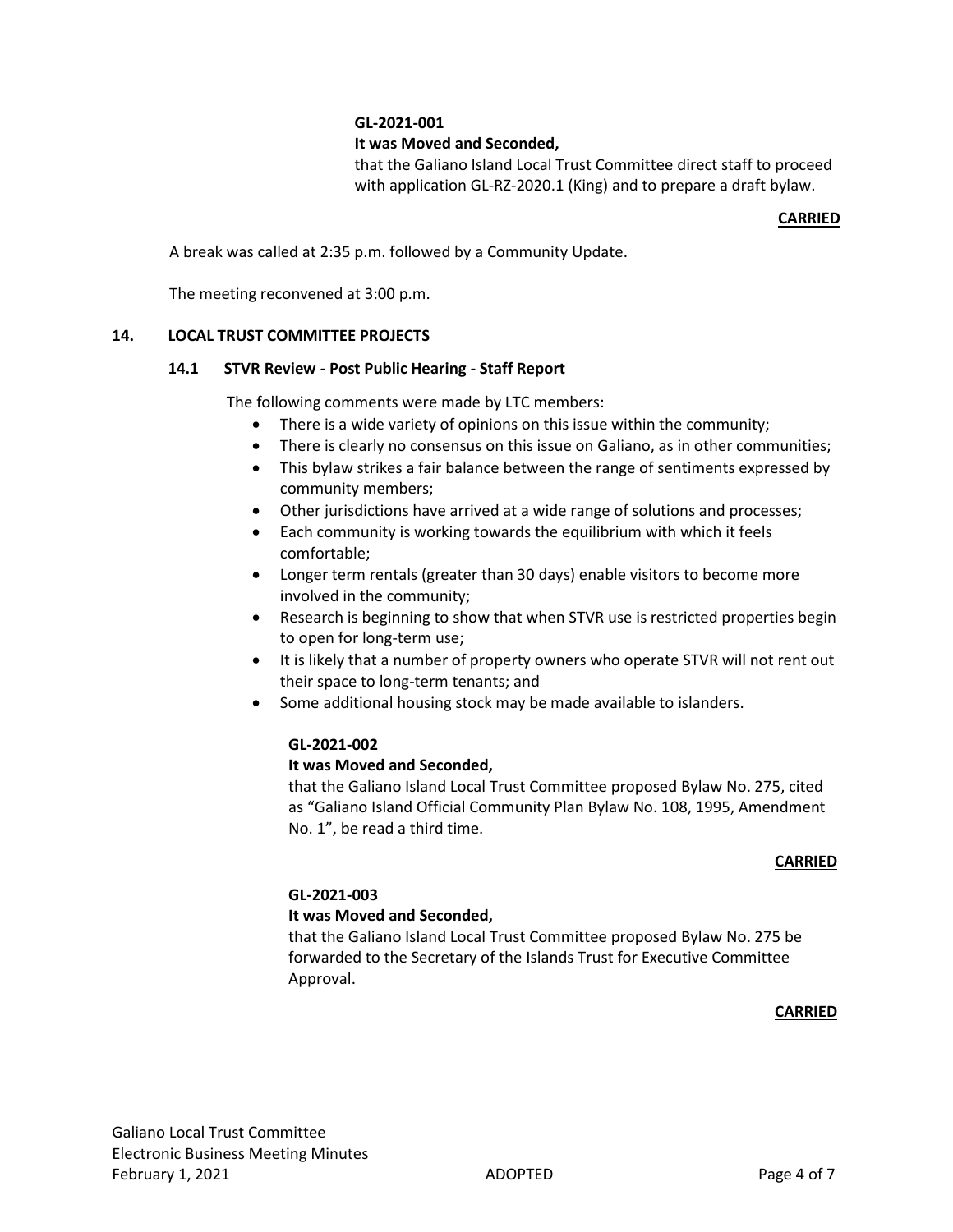**GL-2021-001**

**It was Moved and Seconded,**

that the Galiano Island Local Trust Committee direct staff to proceed with application GL-RZ-2020.1 (King) and to prepare a draft bylaw.

**CARRIED**

A break was called at 2:35 p.m. followed by a Community Update.

The meeting reconvened at 3:00 p.m.

## 14. LOCAL TRUST COMMITTEE PROJECTS

### 14.1 STVR Review - Post Public Hearing - Staff Report

The following comments were made by LTC members:

- There is a wide variety of opinions on this issue within the community;
- There is clearly no consensus on this issue on Galiano, as in other communities;
- This bylaw strikes a fair balance between the range of sentiments expressed by community members;
- Other jurisdictions have arrived at a wide range of solutions and processes;
- Each community is working towards the equilibrium with which it feels comfortable;
- Longer term rentals (greater than 30 days) enable visitors to become more involved in the community;
- Research is beginning to show that when STVR use is restricted properties begin to open for long-term use;
- It is likely that a number of property owners who operate STVR will not rent out their space to long-term tenants; and
- Some additional housing stock may be made available to islanders.

**GL-2021-002**

**It was Moved and Seconded,**

that the Galiano Island Local Trust Committee proposed Bylaw No. 275, cited as "Galiano Island Official Community Plan Bylaw No. 108, 1995, Amendment No. 1", be read a third time.

**CARRIED**

**GL-2021-003**

**It was Moved and Seconded,**

that the Galiano Island Local Trust Committee proposed Bylaw No. 275 be forwarded to the Secretary of the Islands Trust for Executive Committee Approval.

**CARRIED**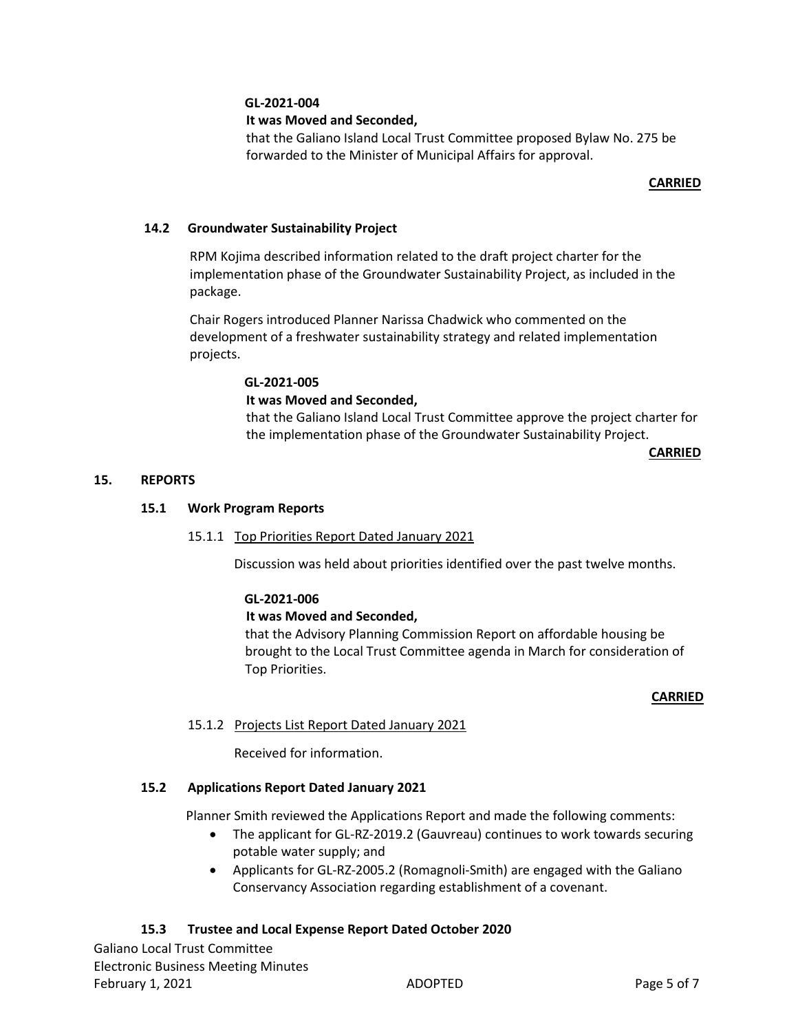**GL-2021-004**

**It was Moved and Seconded,**

that the Galiano Island Local Trust Committee proposed Bylaw No. 275 be forwarded to the Minister of Municipal Affairs for approval.

**CARRIED**

### 14.2 Groundwater Sustainability Project

RPM Kojima described information related to the draft project charter for the implementation phase of the Groundwater Sustainability Project, as included in the package.

Chair Rogers introduced Planner Narissa Chadwick who commented on the development of a freshwater sustainability strategy and related implementation projects.

**GL-2021-005**

**It was Moved and Seconded,**

that the Galiano Island Local Trust Committee approve the project charter for the implementation phase of the Groundwater Sustainability Project.

**CARRIED**

## 15. REPORTS

### 15.1 Work Program Reports

15.1.1 Top Priorities Report Dated January 2021

Discussion was held about priorities identified over the past twelve months.

**GL-2021-006**

**It was Moved and Seconded,**

that the Advisory Planning Commission Report on affordable housing be brought to the Local Trust Committee agenda in March for consideration of Top Priorities.

**CARRIED**

15.1.2 Projects List Report Dated January 2021

Received for information.

### 15.2 Applications Report Dated January 2021

Planner Smith reviewed the Applications Report and made the following comments:

- The applicant for GL-RZ-2019.2 (Gauvreau) continues to work towards securing potable water supply; and
- Applicants for GL-RZ-2005.2 (Romagnoli-Smith) are engaged with the Galiano Conservancy Association regarding establishment of a covenant.

### 15.3 Trustee and Local Expense Report Dated October 2020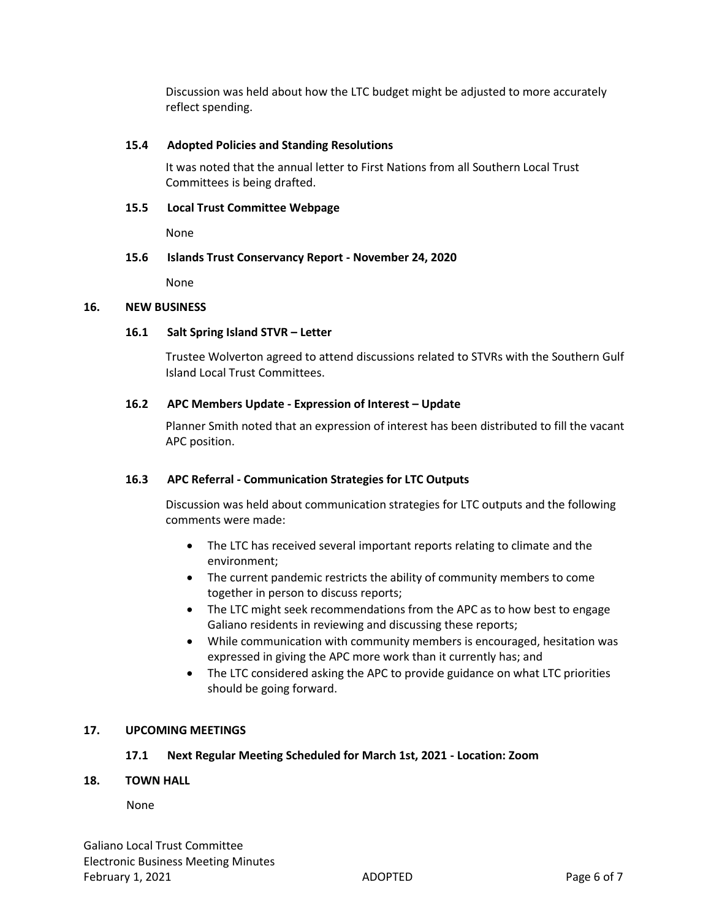Discussion was held about how the LTC budget might be adjusted to more accurately reflect spending.

### 15.4 Adopted Policies and Standing Resolutions

It was noted that the annual letter to First Nations from all Southern Local Trust Committees is being drafted.

### 15.5 Local Trust Committee Webpage

None

### 15.6 Islands Trust Conservancy Report - November 24, 2020

None

## 16. NEW BUSINESS

### 16.1 Salt Spring Island STVR – Letter

Trustee Wolverton agreed to attend discussions related to STVRs with the Southern Gulf Island Local Trust Committees.

### 16.2 APC Members Update - Expression of Interest – Update

Planner Smith noted that an expression of interest has been distributed to fill the vacant APC position.

### 16.3 APC Referral - Communication Strategies for LTC Outputs

Discussion was held about communication strategies for LTC outputs and the following comments were made:

- The LTC has received several important reports relating to climate and the environment;
- The current pandemic restricts the ability of community members to come together in person to discuss reports;
- The LTC might seek recommendations from the APC as to how best to engage Galiano residents in reviewing and discussing these reports;
- While communication with community members is encouraged, hesitation was expressed in giving the APC more work than it currently has; and
- The LTC considered asking the APC to provide guidance on what LTC priorities should be going forward.

## 17. UPCOMING MEETINGS

### 17.1 Next Regular Meeting Scheduled for March 1st, 2021 - Location: Zoom

## 18. TOWN HALL

None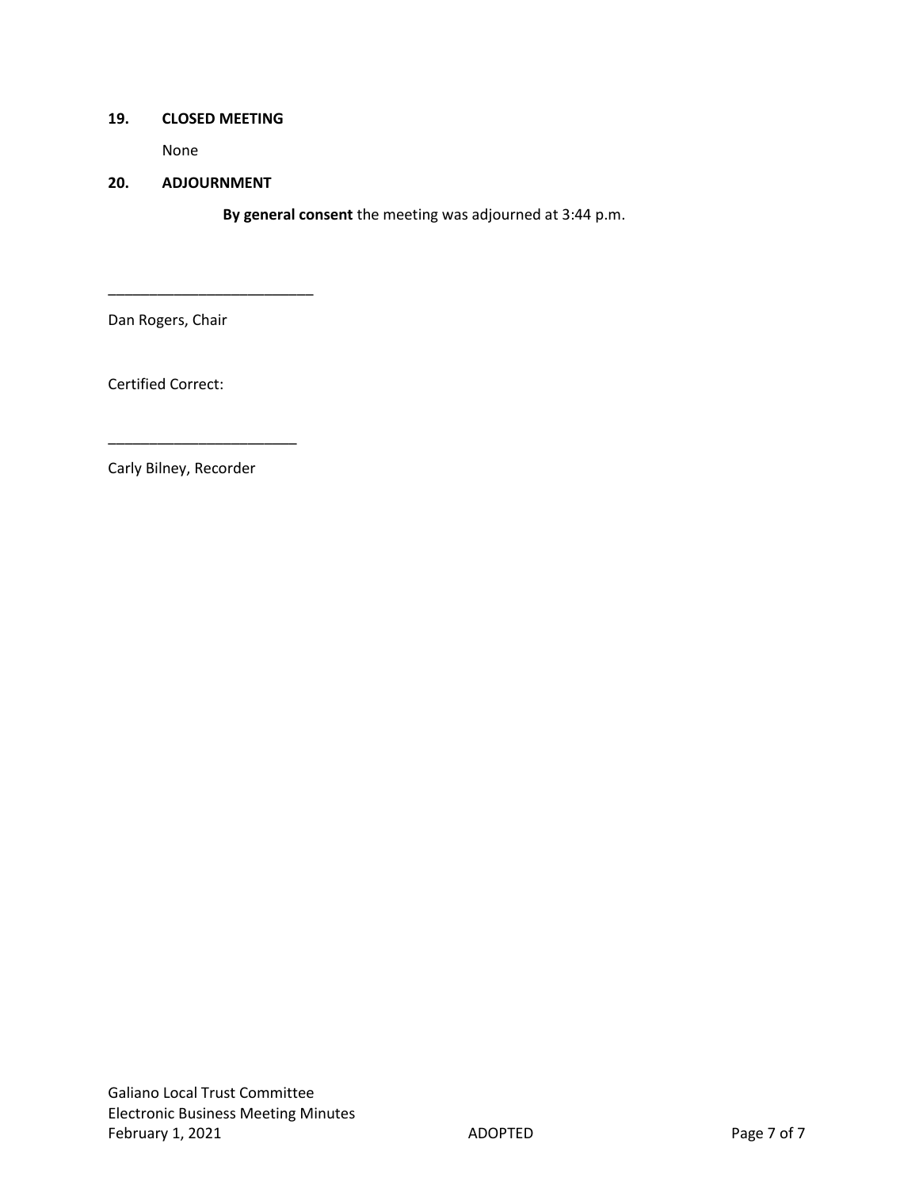**19. CLOSED MEETING**

None

**20. ADJOURNMENT**

**By general consent** the meeting was adjourned at 3:44 p.m.

_________________________

Dan Rogers, Chair

Certified Correct:

_______________________

Carly Bilney, Recorder